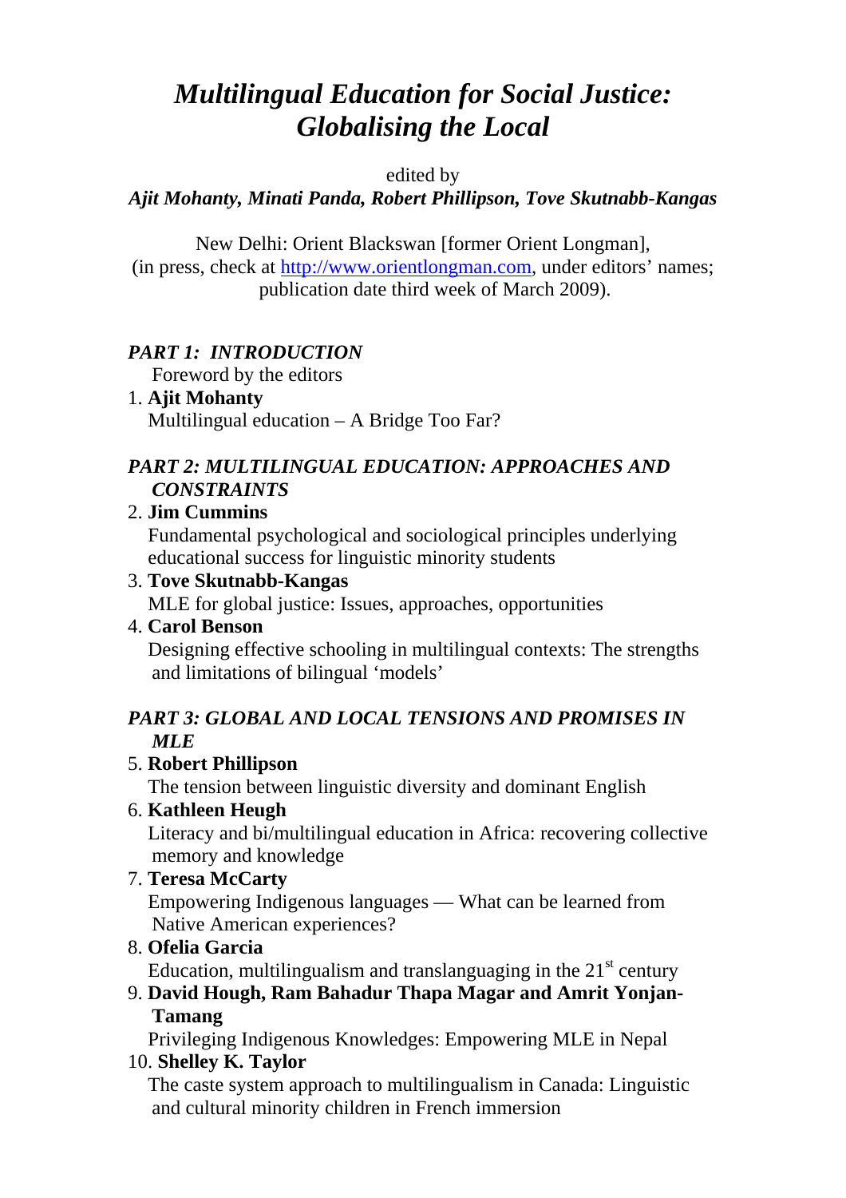# *Multilingual Education for Social Justice: Globalising the Local*

edited by

***Ajit Mohanty, Minati Panda, Robert Phillipson, Tove Skutnabb-Kangas***

New Delhi: Orient Blackswan [former Orient Longman], (in press, check at http://www.orientlongman.com, under editors' names; publication date third week of March 2009).

### *PART 1: INTRODUCTION*

Foreword by the editors

1. **Ajit Mohanty**
   Multilingual education – A Bridge Too Far?

### *PART 2: MULTILINGUAL EDUCATION: APPROACHES AND CONSTRAINTS*

2. **Jim Cummins**
   Fundamental psychological and sociological principles underlying educational success for linguistic minority students
3. **Tove Skutnabb-Kangas**
   MLE for global justice: Issues, approaches, opportunities
4. **Carol Benson**
   Designing effective schooling in multilingual contexts: The strengths and limitations of bilingual 'models'

### *PART 3: GLOBAL AND LOCAL TENSIONS AND PROMISES IN MLE*

5. **Robert Phillipson**
   The tension between linguistic diversity and dominant English
6. **Kathleen Heugh**
   Literacy and bi/multilingual education in Africa: recovering collective memory and knowledge
7. **Teresa McCarty**
   Empowering Indigenous languages — What can be learned from Native American experiences?
8. **Ofelia Garcia**
   Education, multilingualism and translanguaging in the 21st century
9. **David Hough, Ram Bahadur Thapa Magar and Amrit Yonjan-Tamang**
   Privileging Indigenous Knowledges: Empowering MLE in Nepal
10. **Shelley K. Taylor**
    The caste system approach to multilingualism in Canada: Linguistic and cultural minority children in French immersion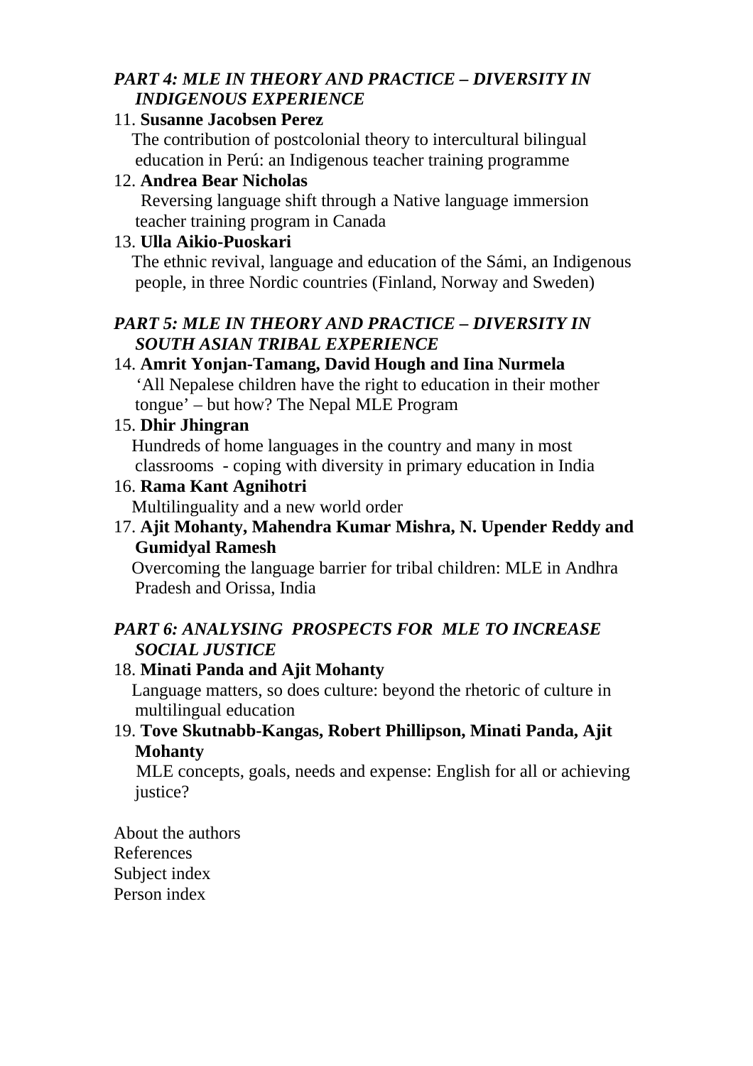***PART 4: MLE IN THEORY AND PRACTICE – DIVERSITY IN INDIGENOUS EXPERIENCE***

11. **Susanne Jacobsen Perez**
    The contribution of postcolonial theory to intercultural bilingual education in Perú: an Indigenous teacher training programme
12. **Andrea Bear Nicholas**
    Reversing language shift through a Native language immersion teacher training program in Canada
13. **Ulla Aikio-Puoskari**
    The ethnic revival, language and education of the Sámi, an Indigenous people, in three Nordic countries (Finland, Norway and Sweden)

***PART 5: MLE IN THEORY AND PRACTICE – DIVERSITY IN SOUTH ASIAN TRIBAL EXPERIENCE***

14. **Amrit Yonjan-Tamang, David Hough and Iina Nurmela**
    'All Nepalese children have the right to education in their mother tongue' – but how? The Nepal MLE Program
15. **Dhir Jhingran**
    Hundreds of home languages in the country and many in most classrooms - coping with diversity in primary education in India
16. **Rama Kant Agnihotri**
    Multilinguality and a new world order
17. **Ajit Mohanty, Mahendra Kumar Mishra, N. Upender Reddy and Gumidyal Ramesh**
    Overcoming the language barrier for tribal children: MLE in Andhra Pradesh and Orissa, India

***PART 6: ANALYSING PROSPECTS FOR MLE TO INCREASE SOCIAL JUSTICE***

18. **Minati Panda and Ajit Mohanty**
    Language matters, so does culture: beyond the rhetoric of culture in multilingual education
19. **Tove Skutnabb-Kangas, Robert Phillipson, Minati Panda, Ajit Mohanty**
    MLE concepts, goals, needs and expense: English for all or achieving justice?

About the authors
References
Subject index
Person index